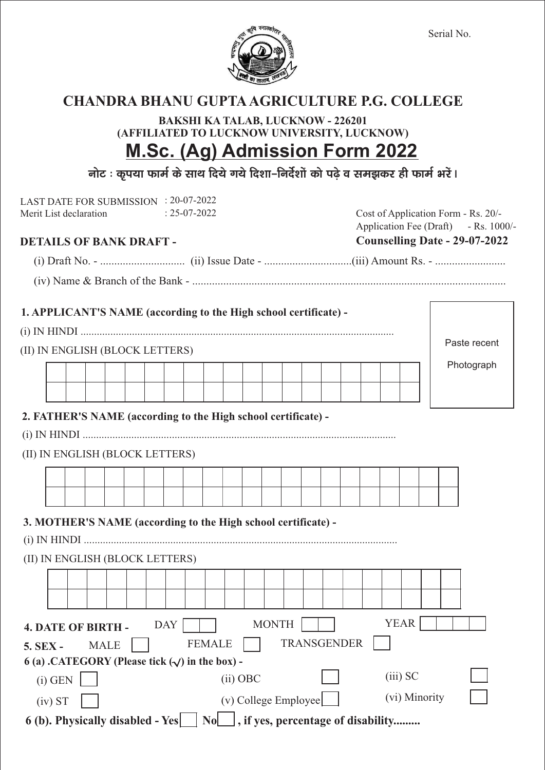Serial No.

# CHANDRA BHANU GUPTA AGRICULTURE P.G. COLLEGE

**BAKSHI KA TALAB, LUCKNOW - 226201**
**(AFFILIATED TO LUCKNOW UNIVERSITY, LUCKNOW)**

## M.Sc. (Ag) Admission Form 2022

**नोट : कृपया फार्म के साथ दिये गये दिशा-निर्देशों को पढ़े व समझकर ही फार्म भरें।**

LAST DATE FOR SUBMISSION : 20-07-2022
Merit List declaration : 25-07-2022

Cost of Application Form - Rs. 20/-
Application Fee (Draft) - Rs. 1000/-
**Counselling Date - 29-07-2022**

**DETAILS OF BANK DRAFT -**

(i) Draft No. - .............................. (ii) Issue Date - ...............................(iii) Amount Rs. - .........................

(iv) Name & Branch of the Bank - ...............................................................................................................

**1. APPLICANT'S NAME (according to the High school certificate) -**

(i) IN HINDI ...................................................................................................................

(II) IN ENGLISH (BLOCK LETTERS)

| | | | | | | | | | | | | | | | | | | |
|---|---|---|---|---|---|---|---|---|---|---|---|---|---|---|---|---|---|---|
| | | | | | | | | | | | | | | | | | | |

Paste recent Photograph

**2. FATHER'S NAME (according to the High school certificate) -**

(i) IN HINDI ...................................................................................................................

(II) IN ENGLISH (BLOCK LETTERS)

| | | | | | | | | | | | | | | | | | | | | |
|---|---|---|---|---|---|---|---|---|---|---|---|---|---|---|---|---|---|---|---|---|
| | | | | | | | | | | | | | | | | | | | | |

**3. MOTHER'S NAME (according to the High school certificate) -**

(i) IN HINDI ...................................................................................................................

(II) IN ENGLISH (BLOCK LETTERS)

| | | | | | | | | | | | | | | | | | | | | |
|---|---|---|---|---|---|---|---|---|---|---|---|---|---|---|---|---|---|---|---|---|
| | | | | | | | | | | | | | | | | | | | | |

**4. DATE OF BIRTH -** DAY ☐☐ MONTH ☐☐ YEAR ☐☐☐☐

**5. SEX -** MALE ☐ FEMALE ☐ TRANSGENDER ☐

**6 (a) .CATEGORY (Please tick (✓) in the box) -**

(i) GEN ☐ (ii) OBC ☐ (iii) SC ☐

(iv) ST ☐ (v) College Employee ☐ (vi) Minority ☐

**6 (b). Physically disabled - Yes ☐ No ☐ , if yes, percentage of disability.........**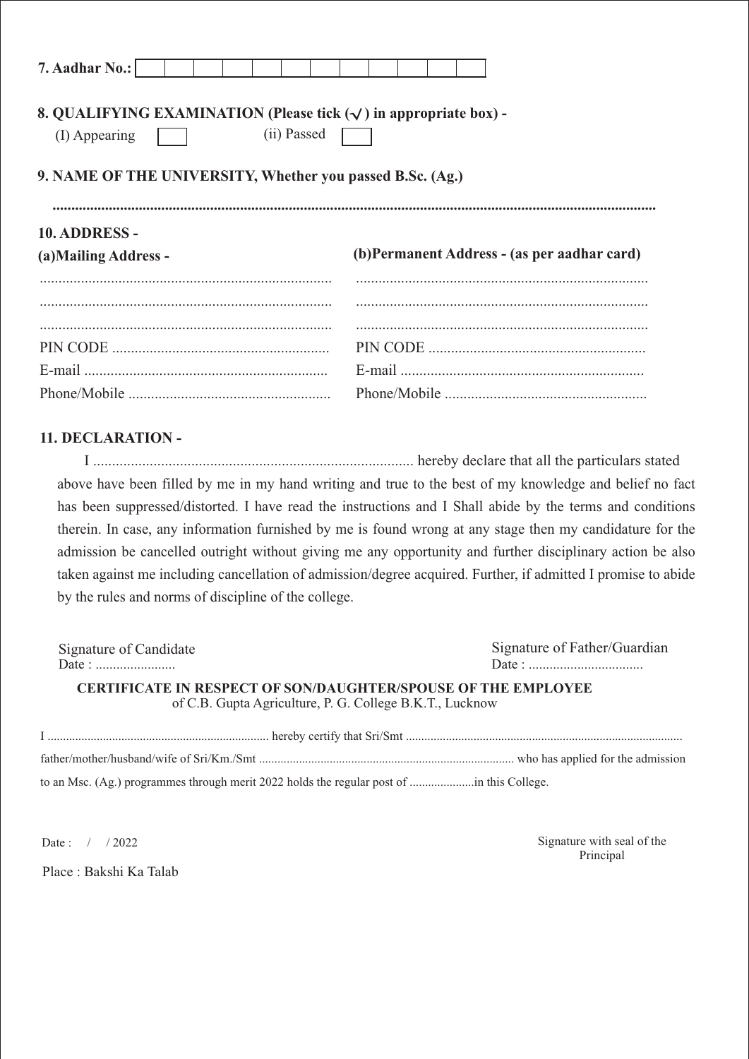**7. Aadhar No.:** | | | | | | | | | | | | |

**8. QUALIFYING EXAMINATION (Please tick (√) in appropriate box) -**

(I) Appearing [ ] (ii) Passed [ ]

**9. NAME OF THE UNIVERSITY, Whether you passed B.Sc. (Ag.)**

..........................................................................................................................................................

**10. ADDRESS -**

**(a)Mailing Address -**

.............................................................................

.............................................................................

.............................................................................

PIN CODE .........................................................

E-mail ................................................................

Phone/Mobile .....................................................

**(b)Permanent Address - (as per aadhar card)**

.............................................................................

.............................................................................

.............................................................................

PIN CODE .........................................................

E-mail ................................................................

Phone/Mobile .....................................................

**11. DECLARATION -**

I .................................................................................... hereby declare that all the particulars stated above have been filled by me in my hand writing and true to the best of my knowledge and belief no fact has been suppressed/distorted. I have read the instructions and I Shall abide by the terms and conditions therein. In case, any information furnished by me is found wrong at any stage then my candidature for the admission be cancelled outright without giving me any opportunity and further disciplinary action be also taken against me including cancellation of admission/degree acquired. Further, if admitted I promise to abide by the rules and norms of discipline of the college.

Signature of Candidate
Date : ......................

Signature of Father/Guardian
Date : ................................

**CERTIFICATE IN RESPECT OF SON/DAUGHTER/SPOUSE OF THE EMPLOYEE**
of C.B. Gupta Agriculture, P. G. College B.K.T., Lucknow

I ...................................................................... hereby certify that Sri/Smt ........................................................................................ father/mother/husband/wife of Sri/Km./Smt ................................................................................. who has applied for the admission to an Msc. (Ag.) programmes through merit 2022 holds the regular post of .....................in this College.

Date : / / 2022

Place : Bakshi Ka Talab

Signature with seal of the Principal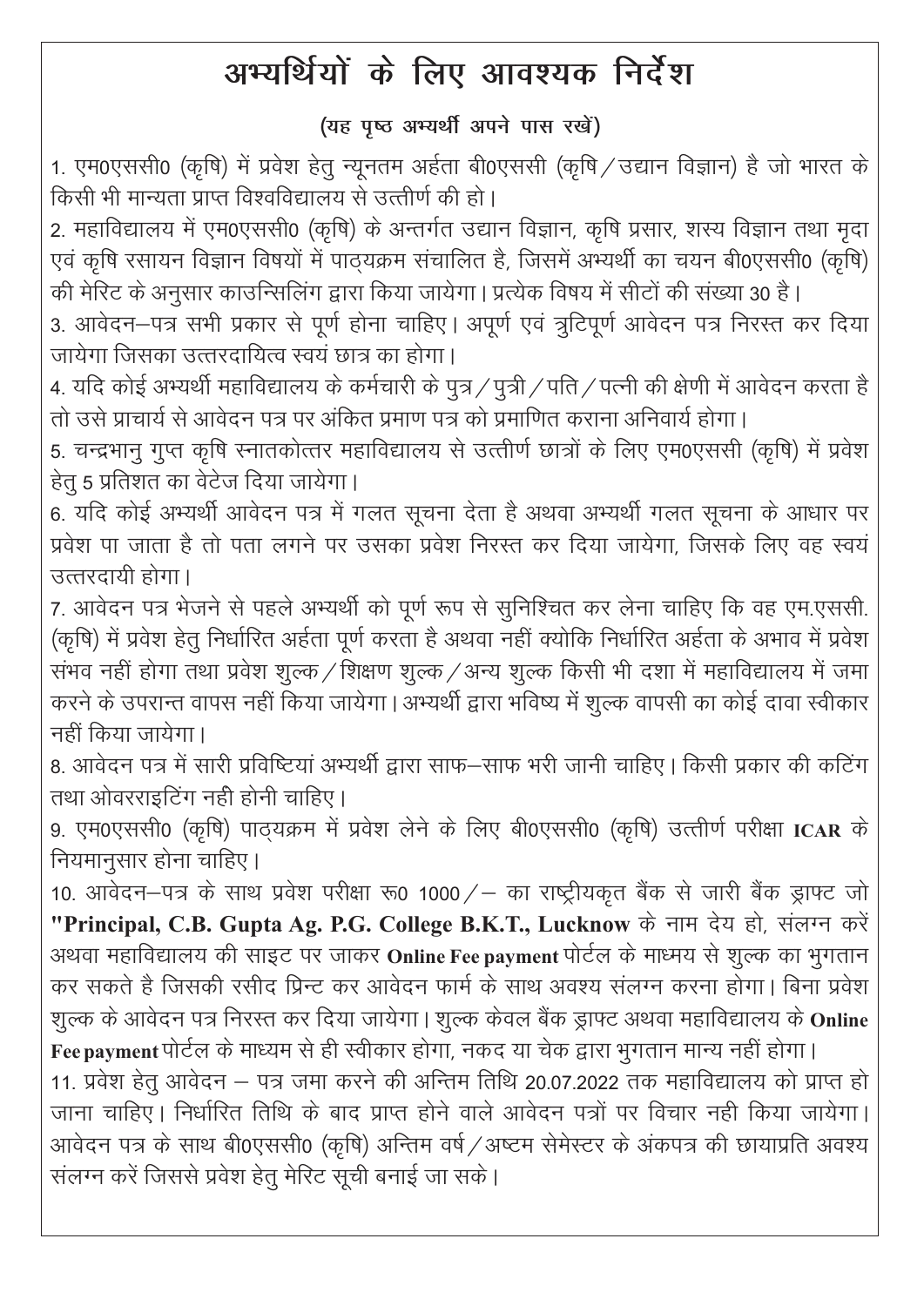# अभ्यर्थियों के लिए आवश्यक निर्देश

**(यह पृष्ठ अभ्यर्थी अपने पास रखें)**

1. एम0एससी0 (कृषि) में प्रवेश हेतु न्यूनतम अर्हता बी0एससी (कृषि / उद्यान विज्ञान) है जो भारत के किसी भी मान्यता प्राप्त विश्वविद्यालय से उत्तीर्ण की हो।

2. महाविद्यालय में एम0एससी0 (कृषि) के अन्तर्गत उद्यान विज्ञान, कृषि प्रसार, शस्य विज्ञान तथा मृदा एवं कृषि रसायन विज्ञान विषयों में पाठ्यक्रम संचालित है, जिसमें अभ्यर्थी का चयन बी0एससी0 (कृषि) की मेरिट के अनुसार काउन्सिलिंग द्वारा किया जायेगा। प्रत्येक विषय में सीटों की संख्या 30 है।

3. आवेदन–पत्र सभी प्रकार से पूर्ण होना चाहिए। अपूर्ण एवं त्रुटिपूर्ण आवेदन पत्र निरस्त कर दिया जायेगा जिसका उत्तरदायित्व स्वयं छात्र का होगा।

4. यदि कोई अभ्यर्थी महाविद्यालय के कर्मचारी के पुत्र / पुत्री / पति / पत्नी की क्षेणी में आवेदन करता है तो उसे प्राचार्य से आवेदन पत्र पर अंकित प्रमाण पत्र को प्रमाणित कराना अनिवार्य होगा।

5. चन्द्रभानु गुप्त कृषि स्नातकोत्तर महाविद्यालय से उत्तीर्ण छात्रों के लिए एम0एससी (कृषि) में प्रवेश हेतु 5 प्रतिशत का वेटेज दिया जायेगा।

6. यदि कोई अभ्यर्थी आवेदन पत्र में गलत सूचना देता है अथवा अभ्यर्थी गलत सूचना के आधार पर प्रवेश पा जाता है तो पता लगने पर उसका प्रवेश निरस्त कर दिया जायेगा, जिसके लिए वह स्वयं उत्तरदायी होगा।

7. आवेदन पत्र भेजने से पहले अभ्यर्थी को पूर्ण रूप से सुनिश्चित कर लेना चाहिए कि वह एम.एससी. (कृषि) में प्रवेश हेतु निर्धारित अर्हता पूर्ण करता है अथवा नहीं क्योकि निर्धारित अर्हता के अभाव में प्रवेश संभव नहीं होगा तथा प्रवेश शुल्क / शिक्षण शुल्क / अन्य शुल्क किसी भी दशा में महाविद्यालय में जमा करने के उपरान्त वापस नहीं किया जायेगा। अभ्यर्थी द्वारा भविष्य में शुल्क वापसी का कोई दावा स्वीकार नहीं किया जायेगा।

8. आवेदन पत्र में सारी प्रविष्टियां अभ्यर्थी द्वारा साफ–साफ भरी जानी चाहिए। किसी प्रकार की कटिंग तथा ओवरराइटिंग नही होनी चाहिए।

9. एम0एससी0 (कृषि) पाठ्यक्रम में प्रवेश लेने के लिए बी0एससी0 (कृषि) उत्तीर्ण परीक्षा **ICAR** के नियमानुसार होना चाहिए।

10. आवेदन–पत्र के साथ प्रवेश परीक्षा रू0 1000 /– का राष्ट्रीयकृत बैंक से जारी बैंक ड्राफ्ट जो **"Principal, C.B. Gupta Ag. P.G. College B.K.T., Lucknow** के नाम देय हो, संलग्न करें अथवा महाविद्यालय की साइट पर जाकर **Online Fee payment** पोर्टल के माध्यम से शुल्क का भुगतान कर सकते है जिसकी रसीद प्रिन्ट कर आवेदन फार्म के साथ अवश्य संलग्न करना होगा। बिना प्रवेश शुल्क के आवेदन पत्र निरस्त कर दिया जायेगा। शुल्क केवल बैंक ड्राफ्ट अथवा महाविद्यालय के **Online Fee payment** पोर्टल के माध्यम से ही स्वीकार होगा, नकद या चेक द्वारा भुगतान मान्य नहीं होगा।

11. प्रवेश हेतु आवेदन – पत्र जमा करने की अन्तिम तिथि 20.07.2022 तक महाविद्यालय को प्राप्त हो जाना चाहिए। निर्धारित तिथि के बाद प्राप्त होने वाले आवेदन पत्रों पर विचार नही किया जायेगा। आवेदन पत्र के साथ बी0एससी0 (कृषि) अन्तिम वर्ष / अष्टम सेमेस्टर के अंकपत्र की छायाप्रति अवश्य संलग्न करें जिससे प्रवेश हेतु मेरिट सूची बनाई जा सके।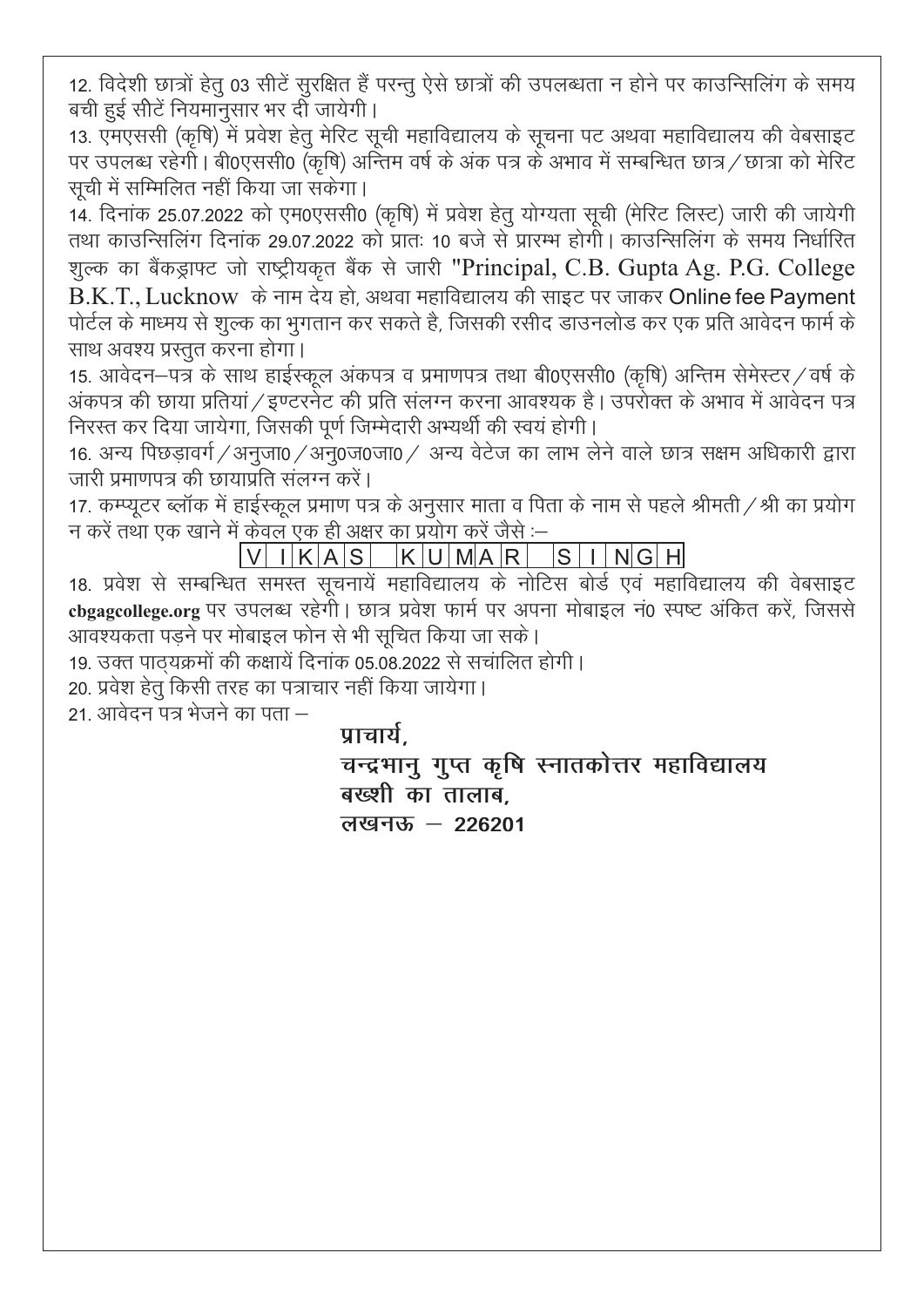12. विदेशी छात्रों हेतु 03 सीटें सुरक्षित हैं परन्तु ऐसे छात्रों की उपलब्धता न होने पर काउन्सिलिंग के समय बची हुई सीटें नियमानुसार भर दी जायेगी।

13. एमएससी (कृषि) में प्रवेश हेतु मेरिट सूची महाविद्यालय के सूचना पट अथवा महाविद्यालय की वेबसाइट पर उपलब्ध रहेगी। बी0एससी0 (कृषि) अन्तिम वर्ष के अंक पत्र के अभाव में सम्बन्धित छात्र/छात्रा को मेरिट सूची में सम्मिलित नहीं किया जा सकेगा।

14. दिनांक 25.07.2022 को एम0एससी0 (कृषि) में प्रवेश हेतु योग्यता सूची (मेरिट लिस्ट) जारी की जायेगी तथा काउन्सिलिंग दिनांक 29.07.2022 को प्रातः 10 बजे से प्रारम्भ होगी। काउन्सिलिंग के समय निर्धारित शुल्क का बैंकड्राफ्ट जो राष्ट्रीयकृत बैंक से जारी "Principal, C.B. Gupta Ag. P.G. College B.K.T., Lucknow के नाम देय हो, अथवा महाविद्यालय की साइट पर जाकर Online fee Payment पोर्टल के माध्यम से शुल्क का भुगतान कर सकते है, जिसकी रसीद डाउनलोड कर एक प्रति आवेदन फार्म के साथ अवश्य प्रस्तुत करना होगा।

15. आवेदन–पत्र के साथ हाईस्कूल अंकपत्र व प्रमाणपत्र तथा बी0एससी0 (कृषि) अन्तिम सेमेस्टर/वर्ष के अंकपत्र की छाया प्रतियां/इण्टरनेट की प्रति संलग्न करना आवश्यक है। उपरोक्त के अभाव में आवेदन पत्र निरस्त कर दिया जायेगा, जिसकी पूर्ण जिम्मेदारी अभ्यर्थी की स्वयं होगी।

16. अन्य पिछड़ावर्ग/अनुजा0/अनु0ज0जा0/ अन्य वेटेज का लाभ लेने वाले छात्र सक्षम अधिकारी द्वारा जारी प्रमाणपत्र की छायाप्रति संलग्न करें।

17. कम्प्यूटर ब्लॉक में हाईस्कूल प्रमाण पत्र के अनुसार माता व पिता के नाम से पहले श्रीमती/श्री का प्रयोग न करें तथा एक खाने में केवल एक ही अक्षर का प्रयोग करें जैसे :–

| V | I | K | A | S | | K | U | M | A | R | | S | I | N | G | H |
|---|---|---|---|---|---|---|---|---|---|---|---|---|---|---|---|---|

18. प्रवेश से सम्बन्धित समस्त सूचनायें महाविद्यालय के नोटिस बोर्ड एवं महाविद्यालय की वेबसाइट **cbgagcollege.org** पर उपलब्ध रहेगी। छात्र प्रवेश फार्म पर अपना मोबाइल नं0 स्पष्ट अंकित करें, जिससे आवश्यकता पड़ने पर मोबाइल फोन से भी सूचित किया जा सके।

19. उक्त पाठ्यक्रमों की कक्षायें दिनांक 05.08.2022 से सचांलित होगी।

20. प्रवेश हेतु किसी तरह का पत्राचार नहीं किया जायेगा।

21. आवेदन पत्र भेजने का पता –

**प्राचार्य,**
**चन्द्रभानु गुप्त कृषि स्नातकोत्तर महाविद्यालय**
**बख्शी का तालाब,**
**लखनऊ – 226201**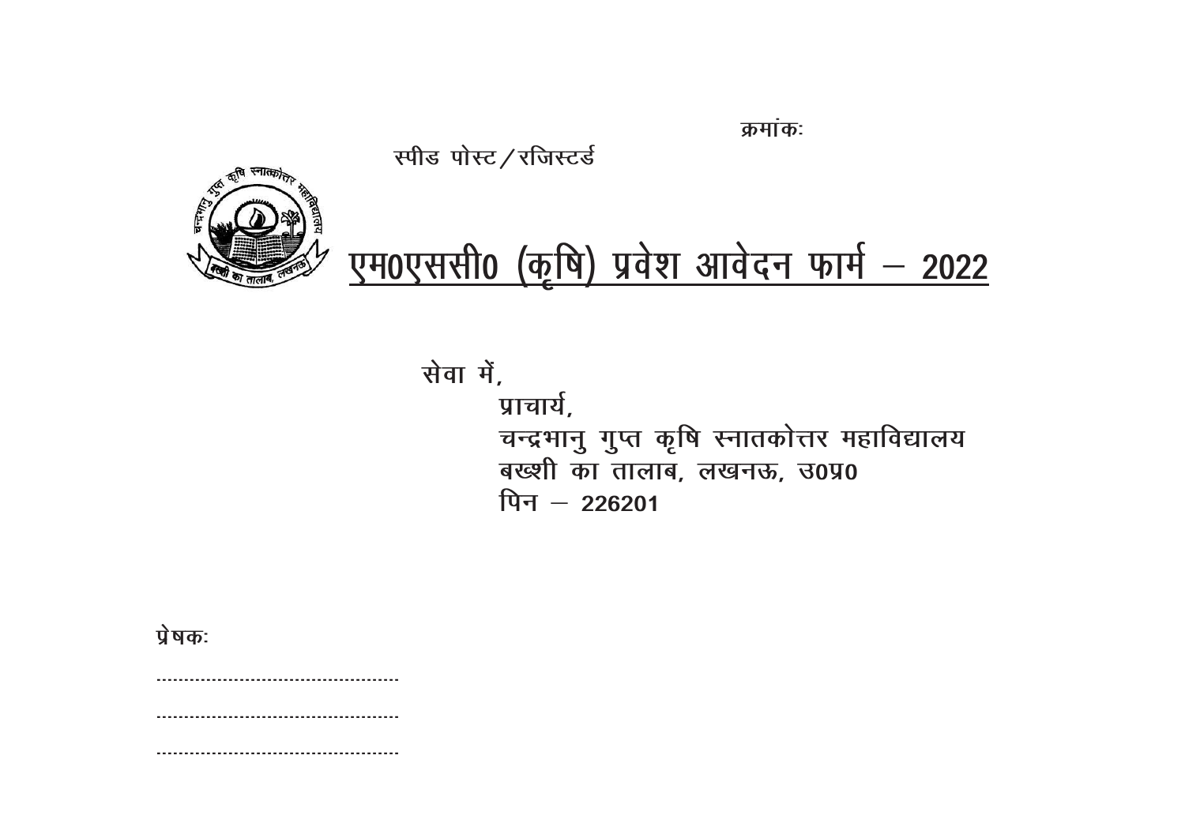क्रमांकः

स्पीड पोस्ट / रजिस्टर्ड

# एम0एससी0 (कृषि) प्रवेश आवेदन फार्म – 2022

सेवा में,

प्राचार्य,
चन्द्रभानु गुप्त कृषि स्नातकोत्तर महाविद्यालय
बख्शी का तालाब, लखनऊ, उ0प्र0
पिन – 226201

प्रेषकः

.................................................

.................................................

.................................................